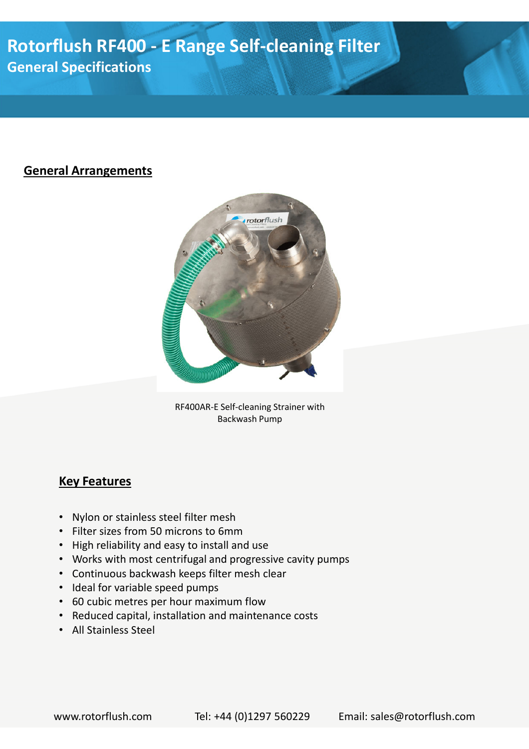# Rotorflush RF400 - E Range Self-cleaning Filter

## General Specifications

### General Arrangements

RF400AR-E Self-cleaning Strainer with Backwash Pump

### Key Features

- Nylon or stainless steel filter mesh
- Filter sizes from 50 microns to 6mm
- High reliability and easy to install and use
- Works with most centrifugal and progressive cavity pumps
- Continuous backwash keeps filter mesh clear
- Ideal for variable speed pumps
- 60 cubic metres per hour maximum flow
- Reduced capital, installation and maintenance costs
- All Stainless Steel

www.rotorflush.com Tel: +44 (0)1297 560229 Email: sales@rotorflush.com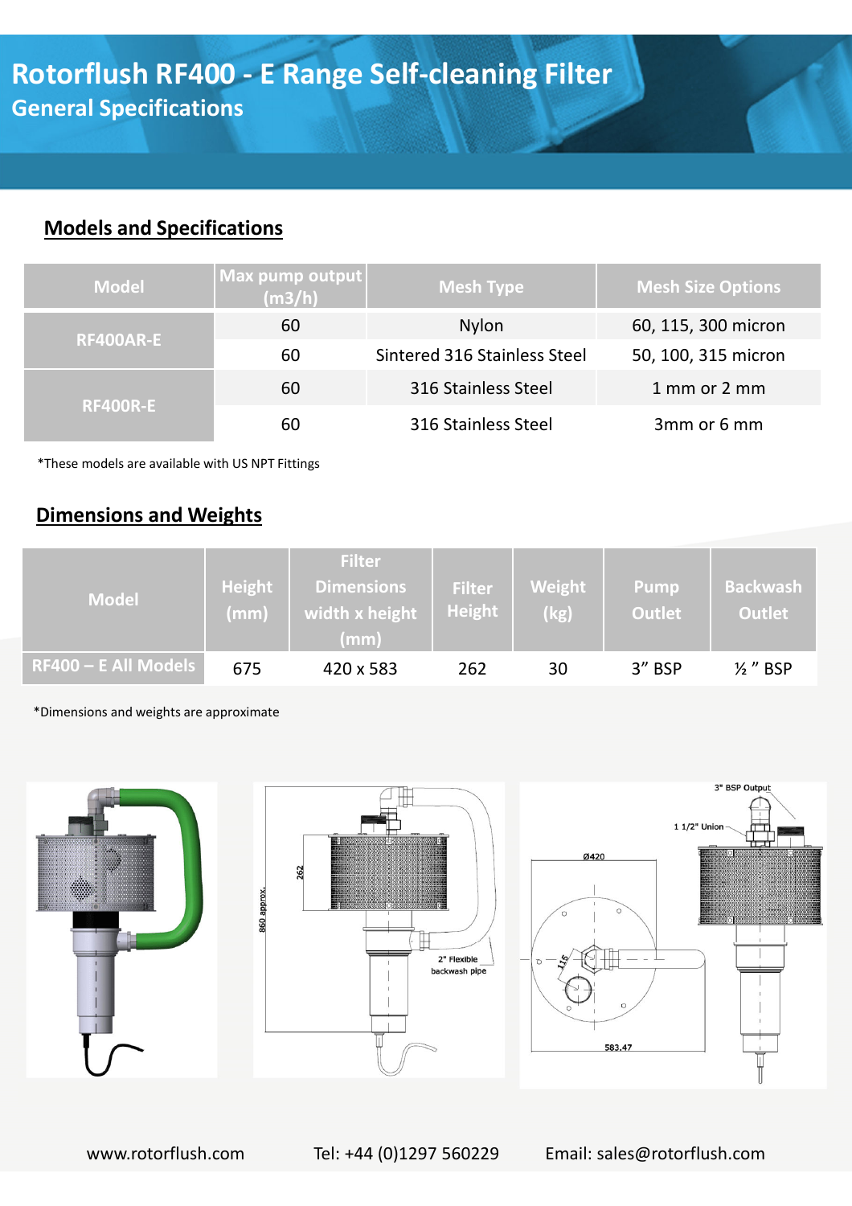# Rotorflush RF400 - E Range Self-cleaning Filter

## General Specifications

### Models and Specifications

| Model | Max pump output (m3/h) | Mesh Type | Mesh Size Options |
|---|---|---|---|
| RF400AR-E | 60 | Nylon | 60, 115, 300 micron |
| | 60 | Sintered 316 Stainless Steel | 50, 100, 315 micron |
| RF400R-E | 60 | 316 Stainless Steel | 1 mm or 2 mm |
| | 60 | 316 Stainless Steel | 3mm or 6 mm |

*These models are available with US NPT Fittings

### Dimensions and Weights

| Model | Height (mm) | Filter Dimensions width x height (mm) | Filter Height | Weight (kg) | Pump Outlet | Backwash Outlet |
|---|---|---|---|---|---|---|
| RF400 – E All Models | 675 | 420 x 583 | 262 | 30 | 3” BSP | ½ ” BSP |

*Dimensions and weights are approximate

www.rotorflush.com Tel: +44 (0)1297 560229 Email: sales@rotorflush.com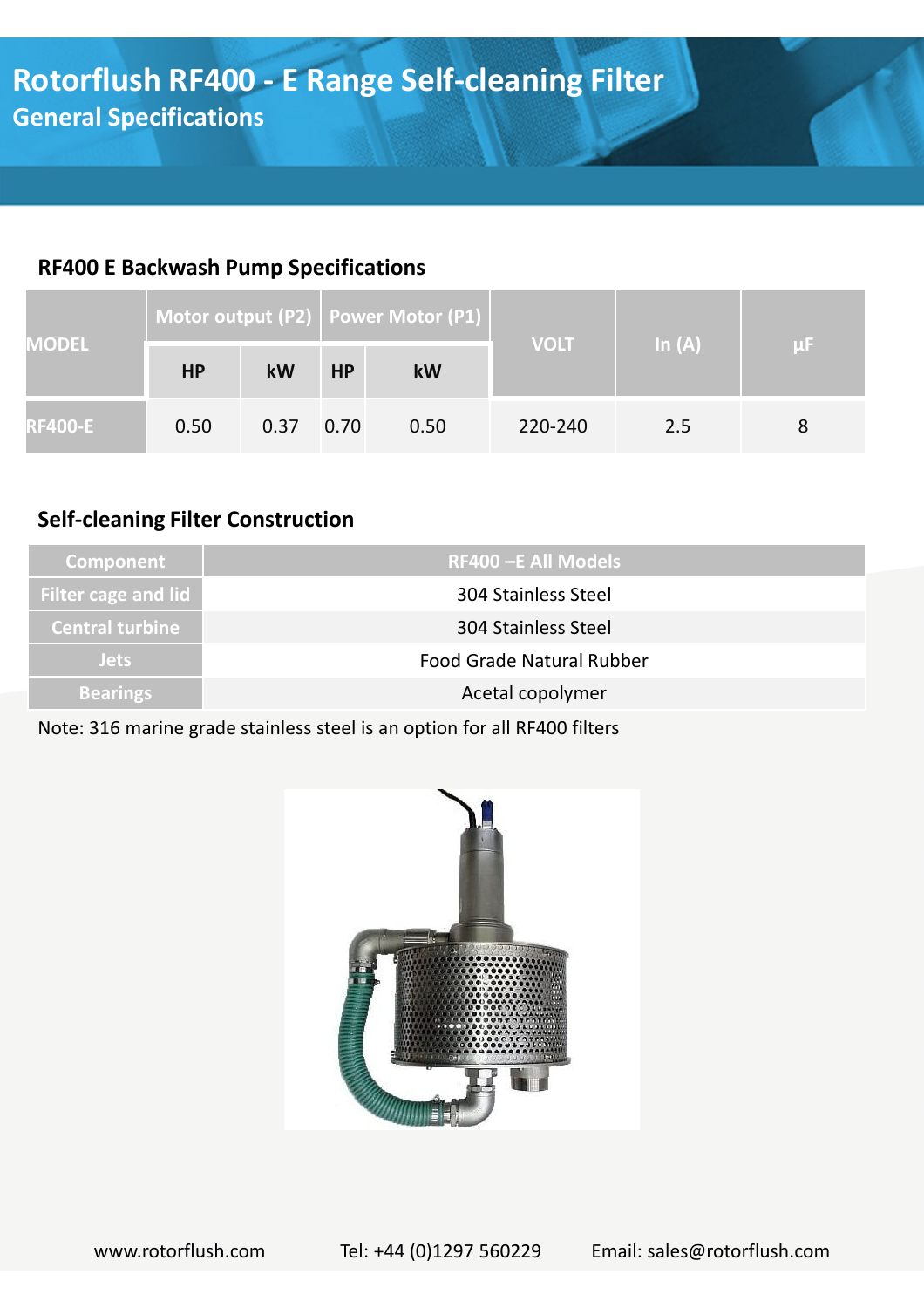# Rotorflush RF400 - E Range Self-cleaning Filter

## General Specifications

### RF400 E Backwash Pump Specifications

| MODEL | Motor output (P2) | | Power Motor (P1) | | VOLT | In (A) | µF |
|---|---|---|---|---|---|---|---|
| | HP | kW | HP | kW | | | |
| RF400-E | 0.50 | 0.37 | 0.70 | 0.50 | 220-240 | 2.5 | 8 |

### Self-cleaning Filter Construction

| Component | RF400 –E All Models |
|---|---|
| Filter cage and lid | 304 Stainless Steel |
| Central turbine | 304 Stainless Steel |
| Jets | Food Grade Natural Rubber |
| Bearings | Acetal copolymer |

Note: 316 marine grade stainless steel is an option for all RF400 filters

www.rotorflush.com Tel: +44 (0)1297 560229 Email: sales@rotorflush.com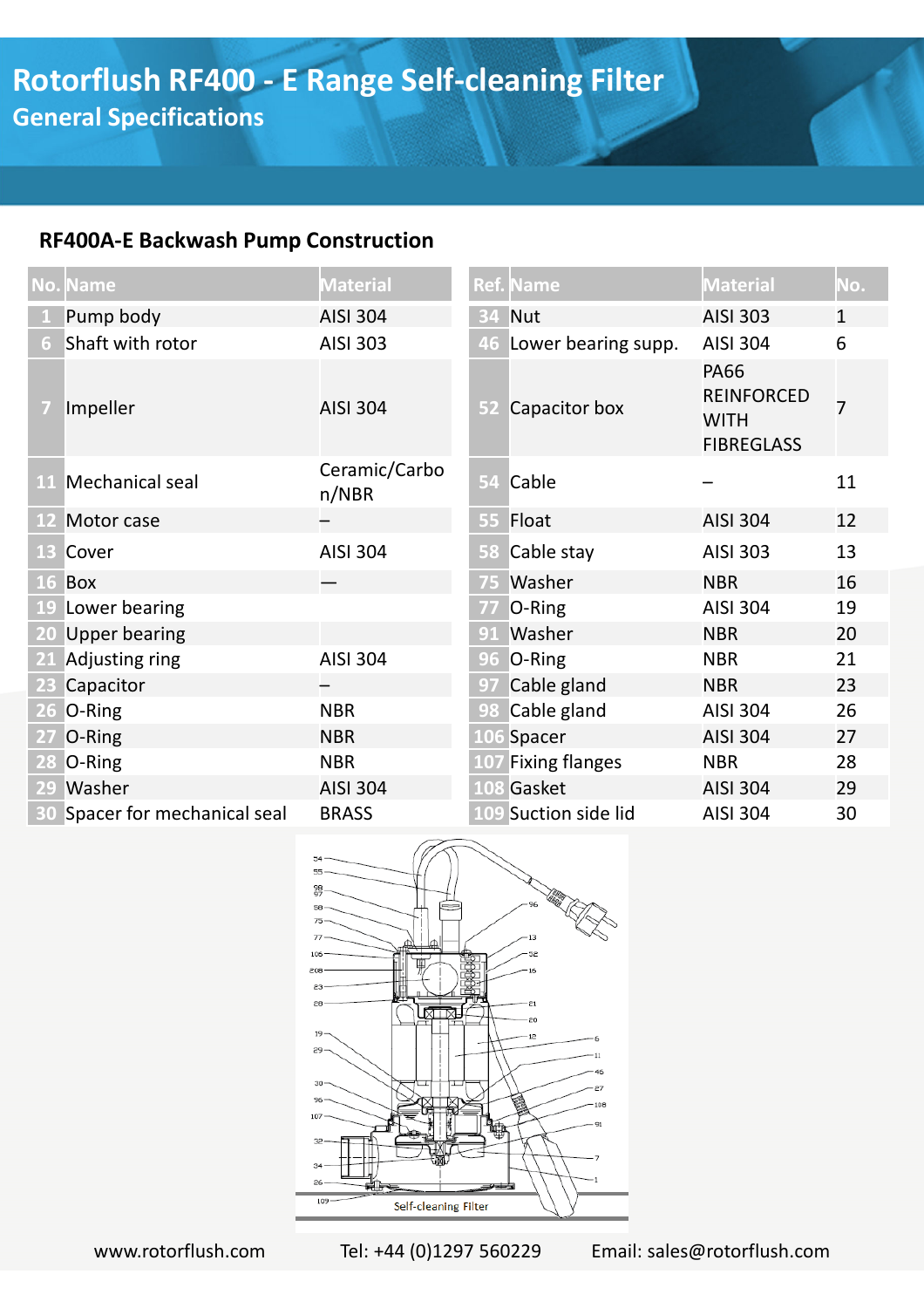# Rotorflush RF400 - E Range Self-cleaning Filter

## General Specifications

### RF400A-E Backwash Pump Construction

| No. | Name | Material | Ref. | Name | Material | No. |
|---|---|---|---|---|---|---|
| 1 | Pump body | AISI 304 | 34 | Nut | AISI 303 | 1 |
| 6 | Shaft with rotor | AISI 303 | 46 | Lower bearing supp. | AISI 304 | 6 |
| 7 | Impeller | AISI 304 | 52 | Capacitor box | PA66 REINFORCED WITH FIBREGLASS | 7 |
| 11 | Mechanical seal | Ceramic/Carbon/NBR | 54 | Cable | – | 11 |
| 12 | Motor case | – | 55 | Float | AISI 304 | 12 |
| 13 | Cover | AISI 304 | 58 | Cable stay | AISI 303 | 13 |
| 16 | Box | — | 75 | Washer | NBR | 16 |
| 19 | Lower bearing | | 77 | O-Ring | AISI 304 | 19 |
| 20 | Upper bearing | | 91 | Washer | NBR | 20 |
| 21 | Adjusting ring | AISI 304 | 96 | O-Ring | NBR | 21 |
| 23 | Capacitor | – | 97 | Cable gland | NBR | 23 |
| 26 | O-Ring | NBR | 98 | Cable gland | AISI 304 | 26 |
| 27 | O-Ring | NBR | 106 | Spacer | AISI 304 | 27 |
| 28 | O-Ring | NBR | 107 | Fixing flanges | NBR | 28 |
| 29 | Washer | AISI 304 | 108 | Gasket | AISI 304 | 29 |
| 30 | Spacer for mechanical seal | BRASS | 109 | Suction side lid | AISI 304 | 30 |

54
55
98
97
58
75
77
106
208
23
28
19
29
30
96
107
32
34
26
109
96
13
52
16
21
20
12
6
11
46
27
108
91
7
1
Self-cleaning Filter

www.rotorflush.com Tel: +44 (0)1297 560229 Email: sales@rotorflush.com